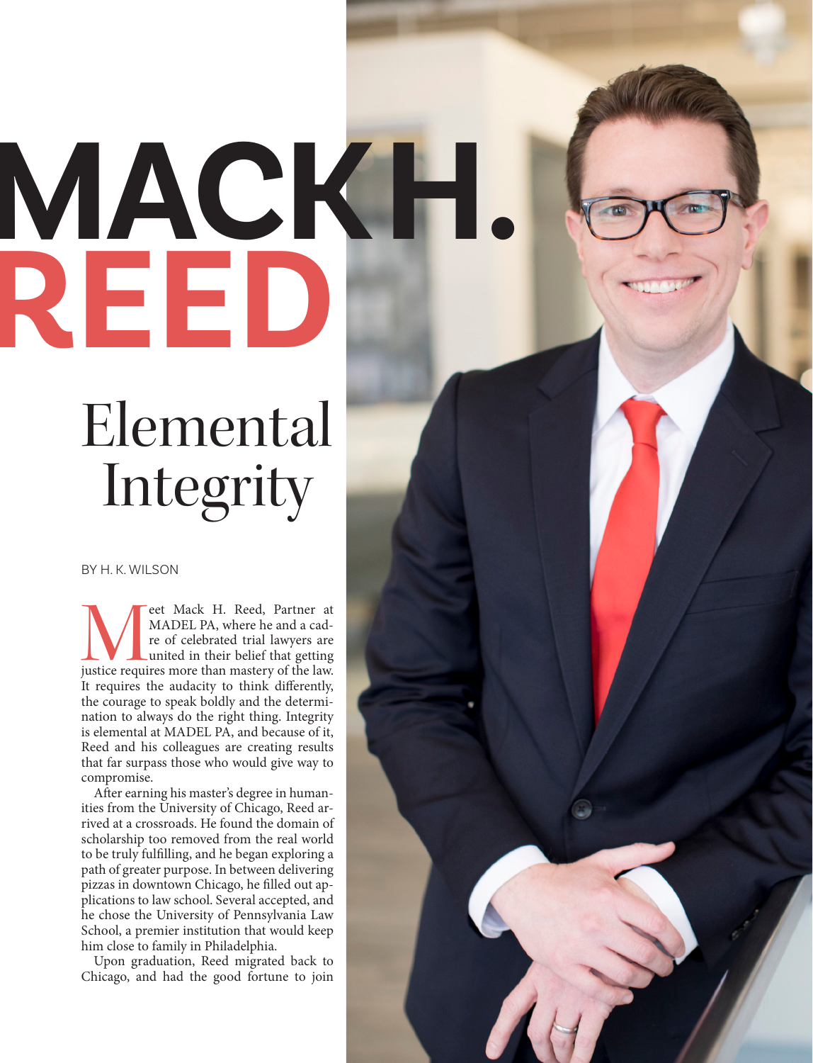# MACK H. REED

## Elemental Integrity

BY H. K. WILSON

Meet Mack H. Reed, Partner at MADEL PA, where he and a cadre of celebrated trial lawyers are united in their belief that getting justice requires more than mastery of the law. It requires the audacity to think differently, the courage to speak boldly and the determination to always do the right thing. Integrity is elemental at MADEL PA, and because of it, Reed and his colleagues are creating results that far surpass those who would give way to compromise.

After earning his master's degree in humanities from the University of Chicago, Reed arrived at a crossroads. He found the domain of scholarship too removed from the real world to be truly fulfilling, and he began exploring a path of greater purpose. In between delivering pizzas in downtown Chicago, he filled out applications to law school. Several accepted, and he chose the University of Pennsylvania Law School, a premier institution that would keep him close to family in Philadelphia.

Upon graduation, Reed migrated back to Chicago, and had the good fortune to join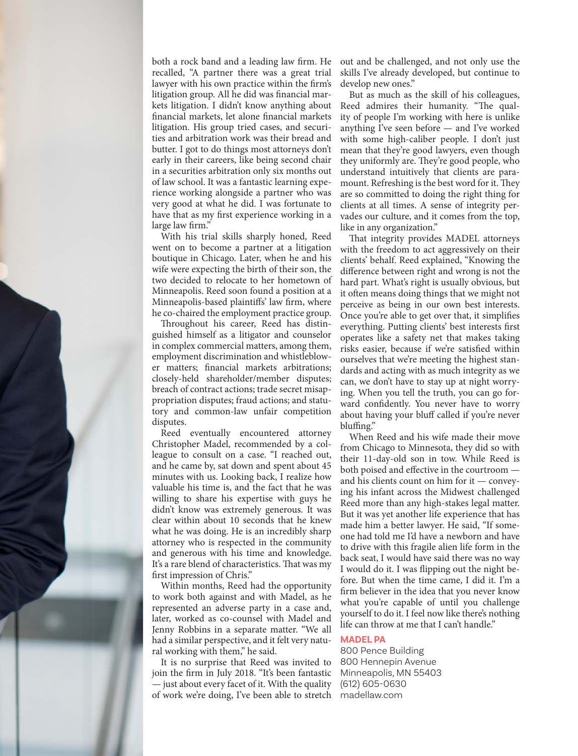both a rock band and a leading law firm. He recalled, "A partner there was a great trial lawyer with his own practice within the firm's litigation group. All he did was financial markets litigation. I didn't know anything about financial markets, let alone financial markets litigation. His group tried cases, and securities and arbitration work was their bread and butter. I got to do things most attorneys don't early in their careers, like being second chair in a securities arbitration only six months out of law school. It was a fantastic learning experience working alongside a partner who was very good at what he did. I was fortunate to have that as my first experience working in a large law firm."

With his trial skills sharply honed, Reed went on to become a partner at a litigation boutique in Chicago. Later, when he and his wife were expecting the birth of their son, the two decided to relocate to her hometown of Minneapolis. Reed soon found a position at a Minneapolis-based plaintiffs' law firm, where he co-chaired the employment practice group.

Throughout his career, Reed has distinguished himself as a litigator and counselor in complex commercial matters, among them, employment discrimination and whistleblower matters; financial markets arbitrations; closely-held shareholder/member disputes; breach of contract actions; trade secret misappropriation disputes; fraud actions; and statutory and common-law unfair competition disputes.

Reed eventually encountered attorney Christopher Madel, recommended by a colleague to consult on a case. "I reached out, and he came by, sat down and spent about 45 minutes with us. Looking back, I realize how valuable his time is, and the fact that he was willing to share his expertise with guys he didn't know was extremely generous. It was clear within about 10 seconds that he knew what he was doing. He is an incredibly sharp attorney who is respected in the community and generous with his time and knowledge. It's a rare blend of characteristics. That was my first impression of Chris."

Within months, Reed had the opportunity to work both against and with Madel, as he represented an adverse party in a case and, later, worked as co-counsel with Madel and Jenny Robbins in a separate matter. "We all had a similar perspective, and it felt very natural working with them," he said.

It is no surprise that Reed was invited to join the firm in July 2018. "It's been fantastic — just about every facet of it. With the quality of work we're doing, I've been able to stretch out and be challenged, and not only use the skills I've already developed, but continue to develop new ones."

But as much as the skill of his colleagues, Reed admires their humanity. "The quality of people I'm working with here is unlike anything I've seen before — and I've worked with some high-caliber people. I don't just mean that they're good lawyers, even though they uniformly are. They're good people, who understand intuitively that clients are paramount. Refreshing is the best word for it. They are so committed to doing the right thing for clients at all times. A sense of integrity pervades our culture, and it comes from the top, like in any organization."

That integrity provides MADEL attorneys with the freedom to act aggressively on their clients' behalf. Reed explained, "Knowing the difference between right and wrong is not the hard part. What's right is usually obvious, but it often means doing things that we might not perceive as being in our own best interests. Once you're able to get over that, it simplifies everything. Putting clients' best interests first operates like a safety net that makes taking risks easier, because if we're satisfied within ourselves that we're meeting the highest standards and acting with as much integrity as we can, we don't have to stay up at night worrying. When you tell the truth, you can go forward confidently. You never have to worry about having your bluff called if you're never bluffing."

When Reed and his wife made their move from Chicago to Minnesota, they did so with their 11-day-old son in tow. While Reed is both poised and effective in the courtroom — and his clients count on him for it — conveying his infant across the Midwest challenged Reed more than any high-stakes legal matter. But it was yet another life experience that has made him a better lawyer. He said, "If someone had told me I'd have a newborn and have to drive with this fragile alien life form in the back seat, I would have said there was no way I would do it. I was flipping out the night before. But when the time came, I did it. I'm a firm believer in the idea that you never know what you're capable of until you challenge yourself to do it. I feel now like there's nothing life can throw at me that I can't handle."

**MADEL PA**
800 Pence Building
800 Hennepin Avenue
Minneapolis, MN 55403
(612) 605-0630
madellaw.com